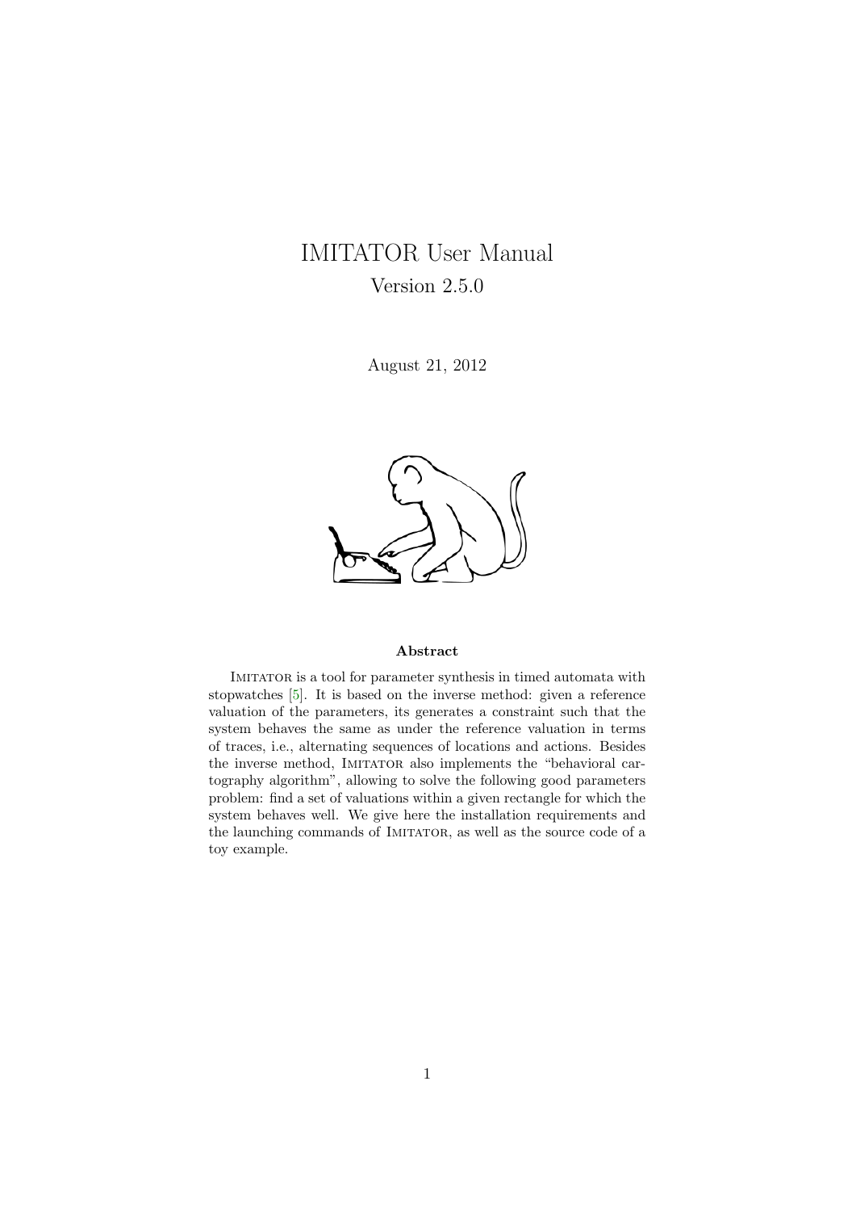# IMITATOR User Manual

Version 2.5.0

August 21, 2012

**Abstract**

Imitator is a tool for parameter synthesis in timed automata with stopwatches [5]. It is based on the inverse method: given a reference valuation of the parameters, its generates a constraint such that the system behaves the same as under the reference valuation in terms of traces, i.e., alternating sequences of locations and actions. Besides the inverse method, Imitator also implements the "behavioral cartography algorithm", allowing to solve the following good parameters problem: find a set of valuations within a given rectangle for which the system behaves well. We give here the installation requirements and the launching commands of Imitator, as well as the source code of a toy example.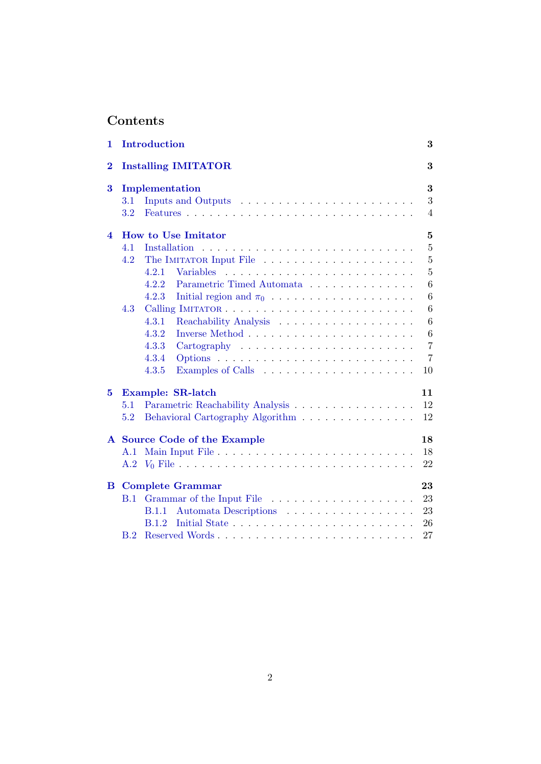# Contents

**1 Introduction** 3

**2 Installing IMITATOR** 3

**3 Implementation** 3
- 3.1 Inputs and Outputs 3
- 3.2 Features 4

**4 How to Use Imitator** 5
- 4.1 Installation 5
- 4.2 The IMITATOR Input File 5
  - 4.2.1 Variables 5
  - 4.2.2 Parametric Timed Automata 6
  - 4.2.3 Initial region and $\pi_0$ 6
- 4.3 Calling IMITATOR 6
  - 4.3.1 Reachability Analysis 6
  - 4.3.2 Inverse Method 6
  - 4.3.3 Cartography 7
  - 4.3.4 Options 7
  - 4.3.5 Examples of Calls 10

**5 Example: SR-latch** 11
- 5.1 Parametric Reachability Analysis 12
- 5.2 Behavioral Cartography Algorithm 12

**A Source Code of the Example** 18
- A.1 Main Input File 18
- A.2 $V_0$ File 22

**B Complete Grammar** 23
- B.1 Grammar of the Input File 23
  - B.1.1 Automata Descriptions 23
  - B.1.2 Initial State 26
- B.2 Reserved Words 27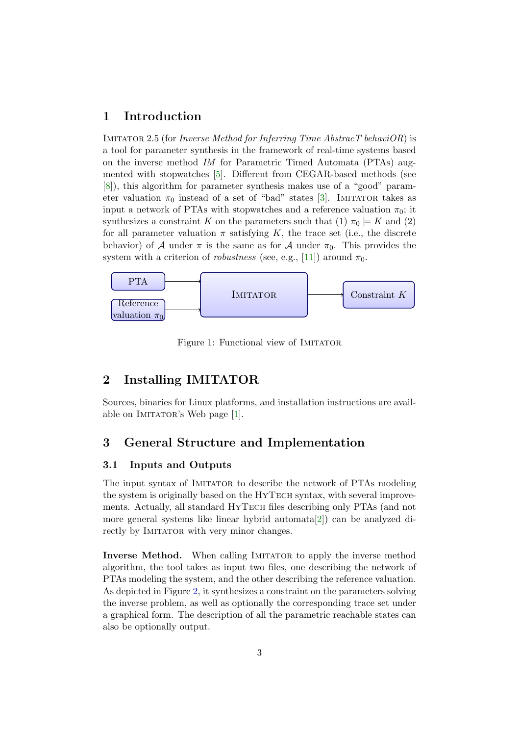## 1 Introduction

IMITATOR 2.5 (for *Inverse Method for Inferring Time AbstracT behaviOR*) is a tool for parameter synthesis in the framework of real-time systems based on the inverse method *IM* for Parametric Timed Automata (PTAs) augmented with stopwatches [5]. Different from CEGAR-based methods (see [8]), this algorithm for parameter synthesis makes use of a "good" parameter valuation $\pi_0$ instead of a set of "bad" states [3]. IMITATOR takes as input a network of PTAs with stopwatches and a reference valuation $\pi_0$; it synthesizes a constraint $K$ on the parameters such that (1) $\pi_0 \models K$ and (2) for all parameter valuation $\pi$ satisfying $K$, the trace set (i.e., the discrete behavior) of $\mathcal{A}$ under $\pi$ is the same as for $\mathcal{A}$ under $\pi_0$. This provides the system with a criterion of *robustness* (see, e.g., [11]) around $\pi_0$.

PTA → IMITATOR; Reference valuation $\pi_0$ → IMITATOR; IMITATOR → Constraint $K$

Figure 1: Functional view of IMITATOR

## 2 Installing IMITATOR

Sources, binaries for Linux platforms, and installation instructions are available on IMITATOR's Web page [1].

## 3 General Structure and Implementation

### 3.1 Inputs and Outputs

The input syntax of IMITATOR to describe the network of PTAs modeling the system is originally based on the HyTech syntax, with several improvements. Actually, all standard HyTech files describing only PTAs (and not more general systems like linear hybrid automata[2]) can be analyzed directly by IMITATOR with very minor changes.

**Inverse Method.** When calling IMITATOR to apply the inverse method algorithm, the tool takes as input two files, one describing the network of PTAs modeling the system, and the other describing the reference valuation. As depicted in Figure 2, it synthesizes a constraint on the parameters solving the inverse problem, as well as optionally the corresponding trace set under a graphical form. The description of all the parametric reachable states can also be optionally output.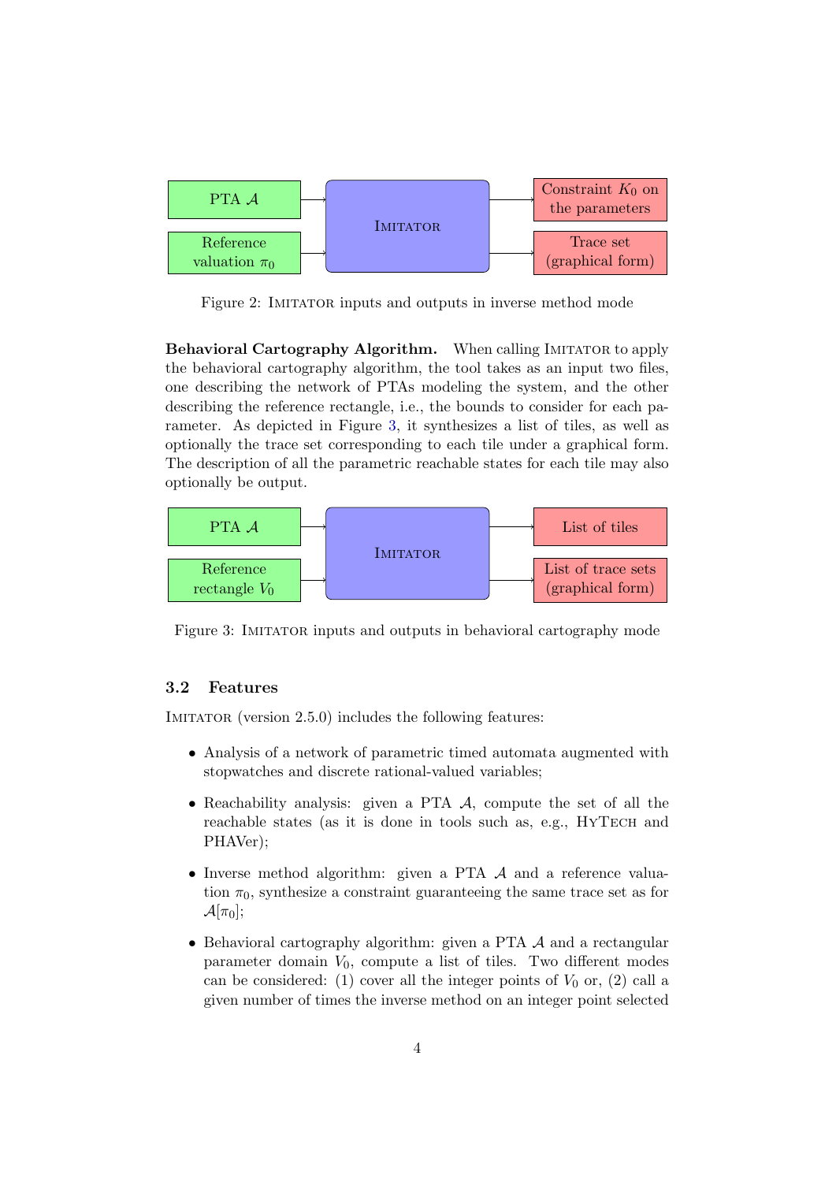PTA $\mathcal{A}$

Reference valuation $\pi_0$

IMITATOR

Constraint $K_0$ on the parameters

Trace set (graphical form)

Figure 2: IMITATOR inputs and outputs in inverse method mode

**Behavioral Cartography Algorithm.** When calling IMITATOR to apply the behavioral cartography algorithm, the tool takes as an input two files, one describing the network of PTAs modeling the system, and the other describing the reference rectangle, i.e., the bounds to consider for each parameter. As depicted in Figure 3, it synthesizes a list of tiles, as well as optionally the trace set corresponding to each tile under a graphical form. The description of all the parametric reachable states for each tile may also optionally be output.

PTA $\mathcal{A}$

Reference rectangle $V_0$

IMITATOR

List of tiles

List of trace sets (graphical form)

Figure 3: IMITATOR inputs and outputs in behavioral cartography mode

### 3.2 Features

IMITATOR (version 2.5.0) includes the following features:

- Analysis of a network of parametric timed automata augmented with stopwatches and discrete rational-valued variables;
- Reachability analysis: given a PTA $\mathcal{A}$, compute the set of all the reachable states (as it is done in tools such as, e.g., HYTECH and PHAVer);
- Inverse method algorithm: given a PTA $\mathcal{A}$ and a reference valuation $\pi_0$, synthesize a constraint guaranteeing the same trace set as for $\mathcal{A}[\pi_0]$;
- Behavioral cartography algorithm: given a PTA $\mathcal{A}$ and a rectangular parameter domain $V_0$, compute a list of tiles. Two different modes can be considered: (1) cover all the integer points of $V_0$ or, (2) call a given number of times the inverse method on an integer point selected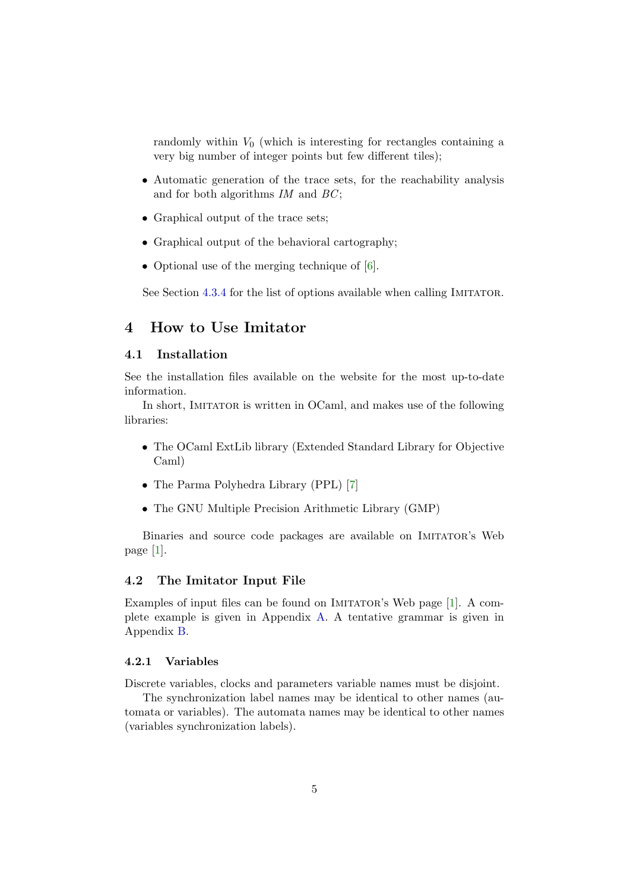randomly within $V_0$ (which is interesting for rectangles containing a very big number of integer points but few different tiles);

- Automatic generation of the trace sets, for the reachability analysis and for both algorithms *IM* and *BC*;
- Graphical output of the trace sets;
- Graphical output of the behavioral cartography;
- Optional use of the merging technique of [6].

See Section 4.3.4 for the list of options available when calling IMITATOR.

# 4 How to Use Imitator

## 4.1 Installation

See the installation files available on the website for the most up-to-date information.

In short, IMITATOR is written in OCaml, and makes use of the following libraries:

- The OCaml ExtLib library (Extended Standard Library for Objective Caml)
- The Parma Polyhedra Library (PPL) [7]
- The GNU Multiple Precision Arithmetic Library (GMP)

Binaries and source code packages are available on IMITATOR's Web page [1].

## 4.2 The Imitator Input File

Examples of input files can be found on IMITATOR's Web page [1]. A complete example is given in Appendix A. A tentative grammar is given in Appendix B.

### 4.2.1 Variables

Discrete variables, clocks and parameters variable names must be disjoint.

The synchronization label names may be identical to other names (automata or variables). The automata names may be identical to other names (variables synchronization labels).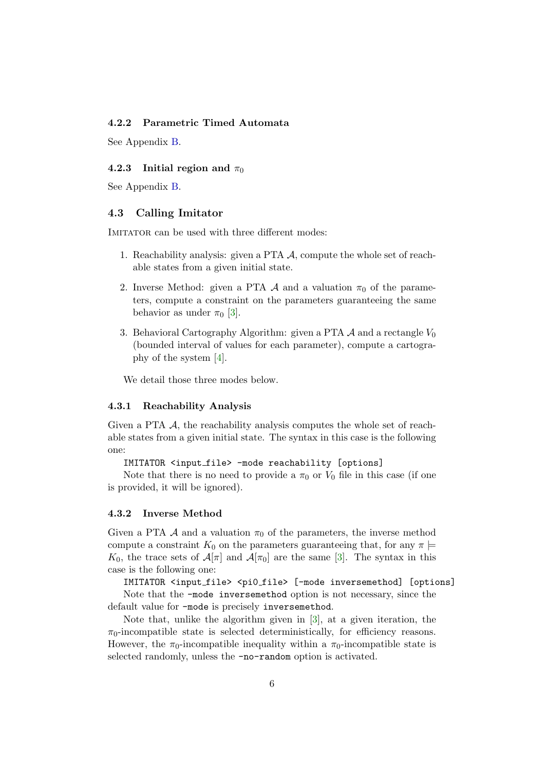### 4.2.2 Parametric Timed Automata

See Appendix B.

### 4.2.3 Initial region and $\pi_0$

See Appendix B.

## 4.3 Calling Imitator

IMITATOR can be used with three different modes:

1. Reachability analysis: given a PTA $\mathcal{A}$, compute the whole set of reachable states from a given initial state.
2. Inverse Method: given a PTA $\mathcal{A}$ and a valuation $\pi_0$ of the parameters, compute a constraint on the parameters guaranteeing the same behavior as under $\pi_0$ [3].
3. Behavioral Cartography Algorithm: given a PTA $\mathcal{A}$ and a rectangle $V_0$ (bounded interval of values for each parameter), compute a cartography of the system [4].

We detail those three modes below.

### 4.3.1 Reachability Analysis

Given a PTA $\mathcal{A}$, the reachability analysis computes the whole set of reachable states from a given initial state. The syntax in this case is the following one:

```
IMITATOR <input_file> -mode reachability [options]
```

Note that there is no need to provide a $\pi_0$ or $V_0$ file in this case (if one is provided, it will be ignored).

### 4.3.2 Inverse Method

Given a PTA $\mathcal{A}$ and a valuation $\pi_0$ of the parameters, the inverse method compute a constraint $K_0$ on the parameters guaranteeing that, for any $\pi \models K_0$, the trace sets of $\mathcal{A}[\pi]$ and $\mathcal{A}[\pi_0]$ are the same [3]. The syntax in this case is the following one:

```
IMITATOR <input_file> <pi0_file> [-mode inversemethod] [options]
```

Note that the `-mode inversemethod` option is not necessary, since the default value for `-mode` is precisely `inversemethod`.

Note that, unlike the algorithm given in [3], at a given iteration, the $\pi_0$-incompatible state is selected deterministically, for efficiency reasons. However, the $\pi_0$-incompatible inequality within a $\pi_0$-incompatible state is selected randomly, unless the `-no-random` option is activated.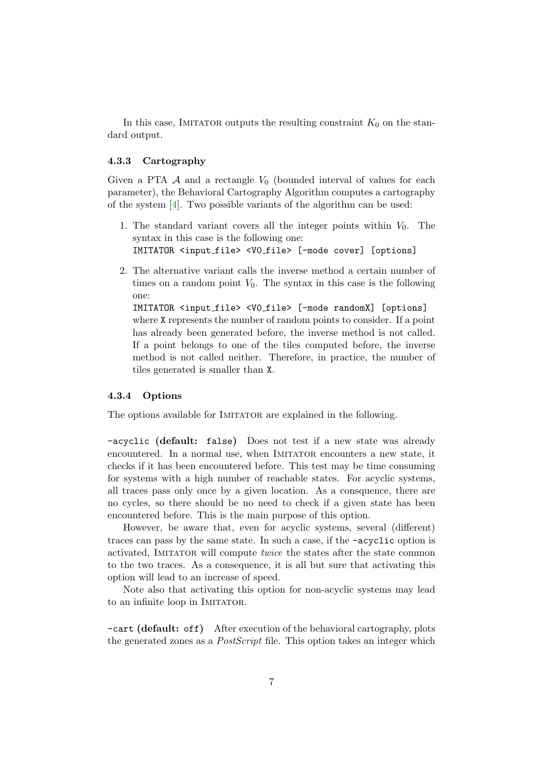In this case, IMITATOR outputs the resulting constraint $K_0$ on the standard output.

### 4.3.3 Cartography

Given a PTA $\mathcal{A}$ and a rectangle $V_0$ (bounded interval of values for each parameter), the Behavioral Cartography Algorithm computes a cartography of the system [4]. Two possible variants of the algorithm can be used:

1. The standard variant covers all the integer points within $V_0$. The syntax in this case is the following one:
   `IMITATOR <input_file> <V0_file> [-mode cover] [options]`

2. The alternative variant calls the inverse method a certain number of times on a random point $V_0$. The syntax in this case is the following one:
   `IMITATOR <input_file> <V0_file> [-mode randomX] [options]`
   where `X` represents the number of random points to consider. If a point has already been generated before, the inverse method is not called. If a point belongs to one of the tiles computed before, the inverse method is not called neither. Therefore, in practice, the number of tiles generated is smaller than `X`.

### 4.3.4 Options

The options available for IMITATOR are explained in the following.

**`-acyclic` (default: `false`)** Does not test if a new state was already encountered. In a normal use, when IMITATOR encounters a new state, it checks if it has been encountered before. This test may be time consuming for systems with a high number of reachable states. For acyclic systems, all traces pass only once by a given location. As a consquence, there are no cycles, so there should be no need to check if a given state has been encountered before. This is the main purpose of this option.

However, be aware that, even for acyclic systems, several (different) traces can pass by the same state. In such a case, if the `-acyclic` option is activated, IMITATOR will compute *twice* the states after the state common to the two traces. As a consequence, it is all but sure that activating this option will lead to an increase of speed.

Note also that activating this option for non-acyclic systems may lead to an infinite loop in IMITATOR.

**`-cart` (default: `off`)** After execution of the behavioral cartography, plots the generated zones as a *PostScript* file. This option takes an integer which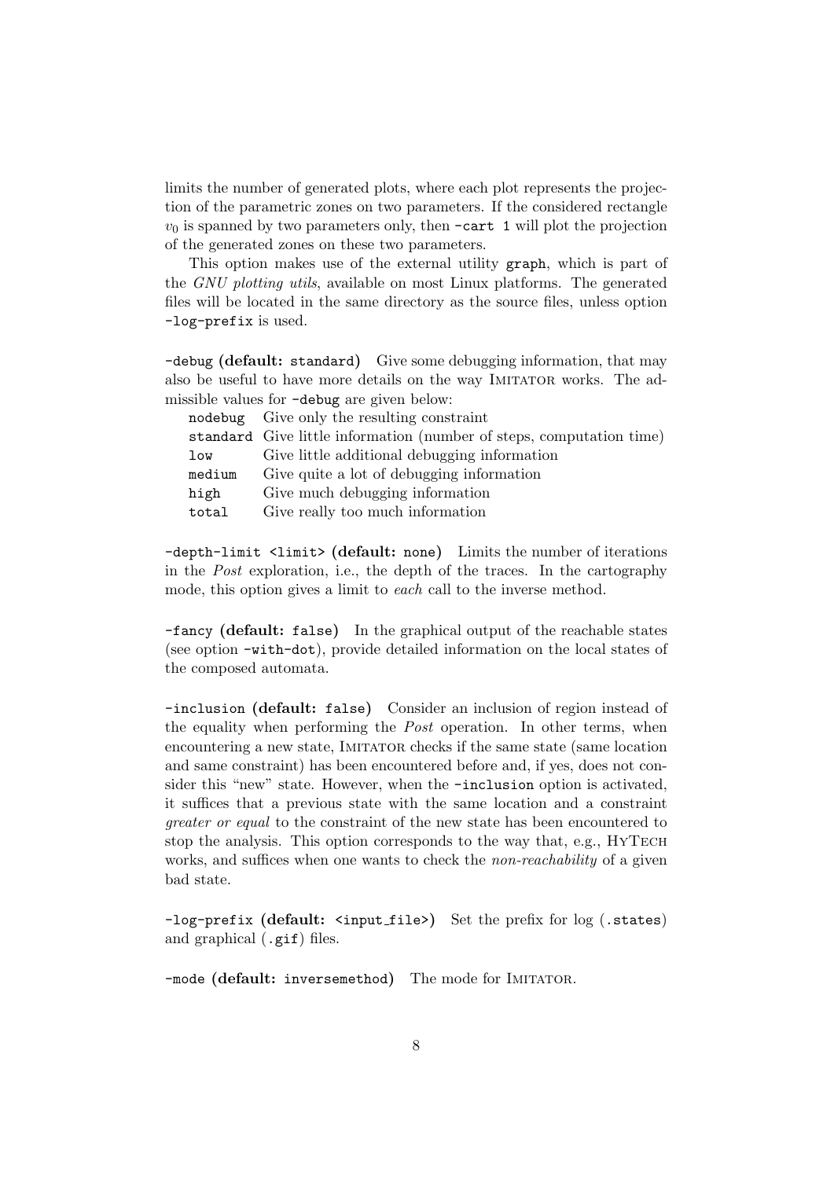limits the number of generated plots, where each plot represents the projection of the parametric zones on two parameters. If the considered rectangle $v_0$ is spanned by two parameters only, then `-cart 1` will plot the projection of the generated zones on these two parameters.

This option makes use of the external utility `graph`, which is part of the *GNU plotting utils*, available on most Linux platforms. The generated files will be located in the same directory as the source files, unless option `-log-prefix` is used.

**`-debug` (default: `standard`)** Give some debugging information, that may also be useful to have more details on the way IMITATOR works. The admissible values for `-debug` are given below:

| | |
|---|---|
| `nodebug` | Give only the resulting constraint |
| `standard` | Give little information (number of steps, computation time) |
| `low` | Give little additional debugging information |
| `medium` | Give quite a lot of debugging information |
| `high` | Give much debugging information |
| `total` | Give really too much information |

**`-depth-limit <limit>` (default: `none`)** Limits the number of iterations in the *Post* exploration, i.e., the depth of the traces. In the cartography mode, this option gives a limit to *each* call to the inverse method.

**`-fancy` (default: `false`)** In the graphical output of the reachable states (see option `-with-dot`), provide detailed information on the local states of the composed automata.

**`-inclusion` (default: `false`)** Consider an inclusion of region instead of the equality when performing the *Post* operation. In other terms, when encountering a new state, IMITATOR checks if the same state (same location and same constraint) has been encountered before and, if yes, does not consider this "new" state. However, when the `-inclusion` option is activated, it suffices that a previous state with the same location and a constraint *greater or equal* to the constraint of the new state has been encountered to stop the analysis. This option corresponds to the way that, e.g., HYTECH works, and suffices when one wants to check the *non-reachability* of a given bad state.

**`-log-prefix` (default: `<input_file>`)** Set the prefix for log (`.states`) and graphical (`.gif`) files.

**`-mode` (default: `inversemethod`)** The mode for IMITATOR.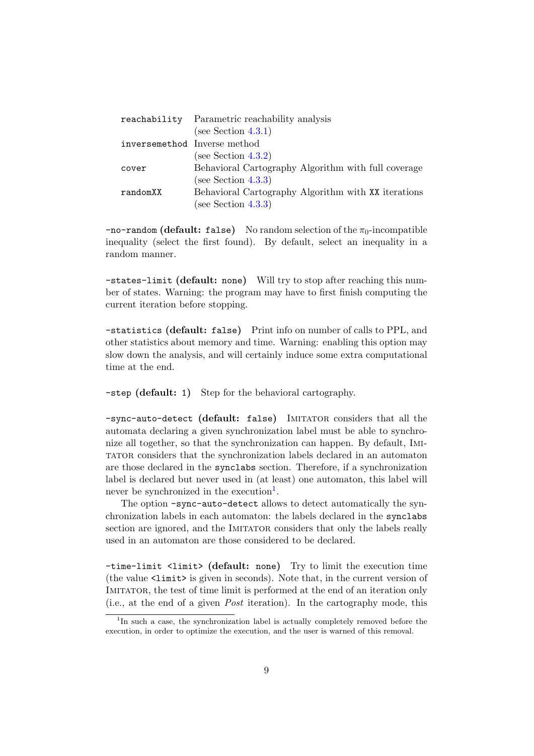| | |
|---|---|
| `reachability` | Parametric reachability analysis (see Section 4.3.1) |
| `inversemethod` | Inverse method (see Section 4.3.2) |
| `cover` | Behavioral Cartography Algorithm with full coverage (see Section 4.3.3) |
| `randomXX` | Behavioral Cartography Algorithm with `XX` iterations (see Section 4.3.3) |

**`-no-random` (default: `false`)** No random selection of the $\pi_0$-incompatible inequality (select the first found). By default, select an inequality in a random manner.

**`-states-limit` (default: `none`)** Will try to stop after reaching this number of states. Warning: the program may have to first finish computing the current iteration before stopping.

**`-statistics` (default: `false`)** Print info on number of calls to PPL, and other statistics about memory and time. Warning: enabling this option may slow down the analysis, and will certainly induce some extra computational time at the end.

**`-step` (default: `1`)** Step for the behavioral cartography.

**`-sync-auto-detect` (default: `false`)** IMITATOR considers that all the automata declaring a given synchronization label must be able to synchronize all together, so that the synchronization can happen. By default, IMITATOR considers that the synchronization labels declared in an automaton are those declared in the `synclabs` section. Therefore, if a synchronization label is declared but never used in (at least) one automaton, this label will never be synchronized in the execution[1].

The option `-sync-auto-detect` allows to detect automatically the synchronization labels in each automaton: the labels declared in the `synclabs` section are ignored, and the IMITATOR considers that only the labels really used in an automaton are those considered to be declared.

**`-time-limit <limit>` (default: `none`)** Try to limit the execution time (the value `<limit>` is given in seconds). Note that, in the current version of IMITATOR, the test of time limit is performed at the end of an iteration only (i.e., at the end of a given *Post* iteration). In the cartography mode, this

[1] In such a case, the synchronization label is actually completely removed before the execution, in order to optimize the execution, and the user is warned of this removal.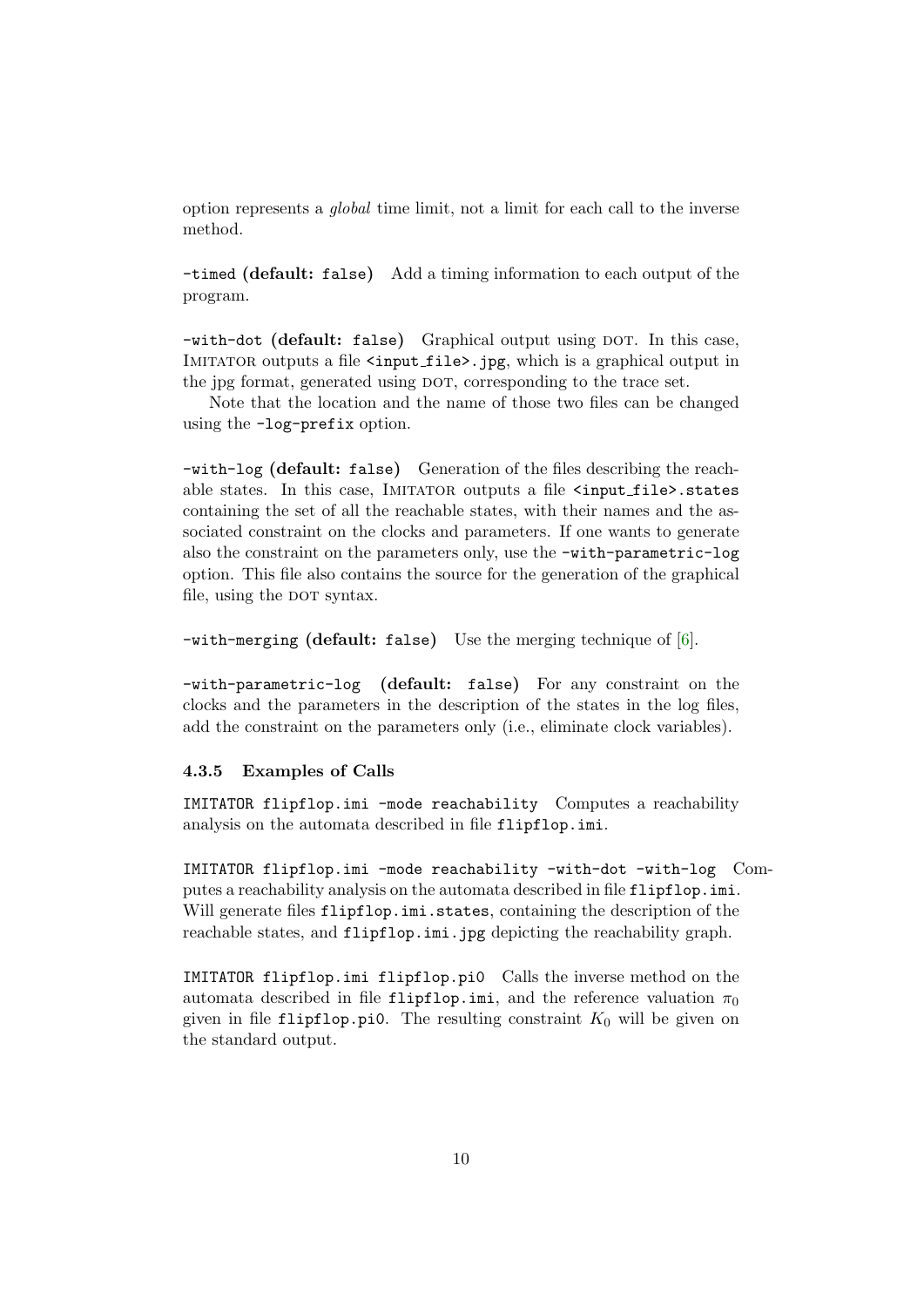option represents a *global* time limit, not a limit for each call to the inverse method.

`-timed` **(default:** `false`**)** Add a timing information to each output of the program.

`-with-dot` **(default:** `false`**)** Graphical output using DOT. In this case, IMITATOR outputs a file `<input_file>.jpg`, which is a graphical output in the jpg format, generated using DOT, corresponding to the trace set.

Note that the location and the name of those two files can be changed using the `-log-prefix` option.

`-with-log` **(default:** `false`**)** Generation of the files describing the reachable states. In this case, IMITATOR outputs a file `<input_file>.states` containing the set of all the reachable states, with their names and the associated constraint on the clocks and parameters. If one wants to generate also the constraint on the parameters only, use the `-with-parametric-log` option. This file also contains the source for the generation of the graphical file, using the DOT syntax.

`-with-merging` **(default:** `false`**)** Use the merging technique of [6].

`-with-parametric-log` **(default:** `false`**)** For any constraint on the clocks and the parameters in the description of the states in the log files, add the constraint on the parameters only (i.e., eliminate clock variables).

### 4.3.5 Examples of Calls

`IMITATOR flipflop.imi -mode reachability` Computes a reachability analysis on the automata described in file `flipflop.imi`.

`IMITATOR flipflop.imi -mode reachability -with-dot -with-log` Computes a reachability analysis on the automata described in file `flipflop.imi`. Will generate files `flipflop.imi.states`, containing the description of the reachable states, and `flipflop.imi.jpg` depicting the reachability graph.

`IMITATOR flipflop.imi flipflop.pi0` Calls the inverse method on the automata described in file `flipflop.imi`, and the reference valuation $\pi_0$ given in file `flipflop.pi0`. The resulting constraint $K_0$ will be given on the standard output.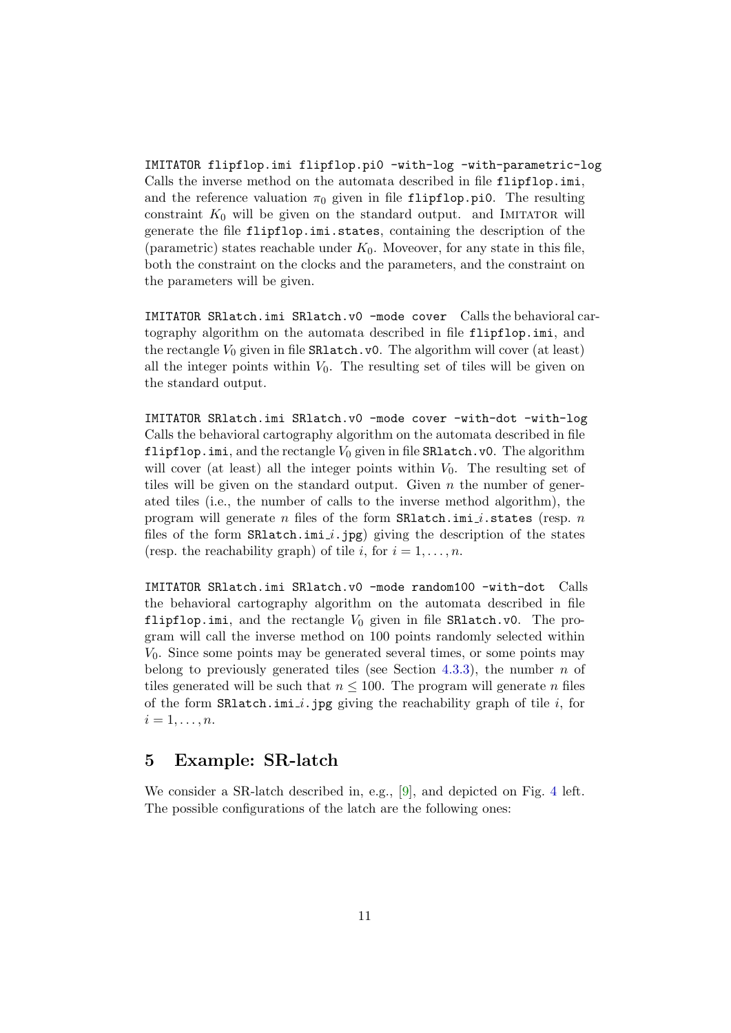`IMITATOR flipflop.imi flipflop.pi0 -with-log -with-parametric-log` Calls the inverse method on the automata described in file `flipflop.imi`, and the reference valuation $\pi_0$ given in file `flipflop.pi0`. The resulting constraint $K_0$ will be given on the standard output. and IMITATOR will generate the file `flipflop.imi.states`, containing the description of the (parametric) states reachable under $K_0$. Moveover, for any state in this file, both the constraint on the clocks and the parameters, and the constraint on the parameters will be given.

`IMITATOR SRlatch.imi SRlatch.v0 -mode cover` Calls the behavioral cartography algorithm on the automata described in file `flipflop.imi`, and the rectangle $V_0$ given in file `SRlatch.v0`. The algorithm will cover (at least) all the integer points within $V_0$. The resulting set of tiles will be given on the standard output.

`IMITATOR SRlatch.imi SRlatch.v0 -mode cover -with-dot -with-log` Calls the behavioral cartography algorithm on the automata described in file `flipflop.imi`, and the rectangle $V_0$ given in file `SRlatch.v0`. The algorithm will cover (at least) all the integer points within $V_0$. The resulting set of tiles will be given on the standard output. Given $n$ the number of generated tiles (i.e., the number of calls to the inverse method algorithm), the program will generate $n$ files of the form `SRlatch.imi_`$i$`.states` (resp. $n$ files of the form `SRlatch.imi_`$i$`.jpg`) giving the description of the states (resp. the reachability graph) of tile $i$, for $i = 1, \ldots, n$.

`IMITATOR SRlatch.imi SRlatch.v0 -mode random100 -with-dot` Calls the behavioral cartography algorithm on the automata described in file `flipflop.imi`, and the rectangle $V_0$ given in file `SRlatch.v0`. The program will call the inverse method on 100 points randomly selected within $V_0$. Since some points may be generated several times, or some points may belong to previously generated tiles (see Section 4.3.3), the number $n$ of tiles generated will be such that $n \leq 100$. The program will generate $n$ files of the form `SRlatch.imi_`$i$`.jpg` giving the reachability graph of tile $i$, for $i = 1, \ldots, n$.

## 5 Example: SR-latch

We consider a SR-latch described in, e.g., [9], and depicted on Fig. 4 left. The possible configurations of the latch are the following ones: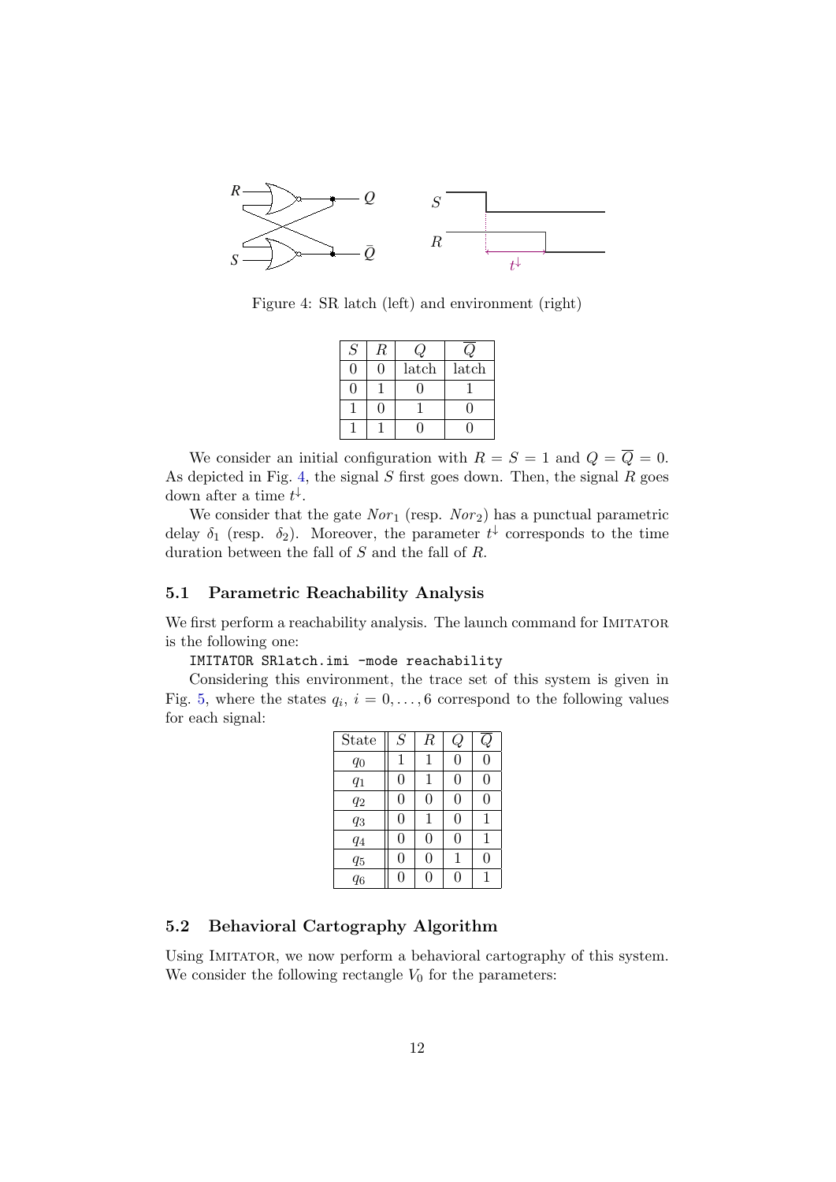Figure 4: SR latch (left) and environment (right)

| $S$ | $R$ | $Q$ | $\overline{Q}$ |
|---|---|---|---|
| 0 | 0 | latch | latch |
| 0 | 1 | 0 | 1 |
| 1 | 0 | 1 | 0 |
| 1 | 1 | 0 | 0 |

We consider an initial configuration with $R = S = 1$ and $Q = \overline{Q} = 0$. As depicted in Fig. 4, the signal $S$ first goes down. Then, the signal $R$ goes down after a time $t^{\downarrow}$.

We consider that the gate $Nor_1$ (resp. $Nor_2$) has a punctual parametric delay $\delta_1$ (resp. $\delta_2$). Moreover, the parameter $t^{\downarrow}$ corresponds to the time duration between the fall of $S$ and the fall of $R$.

### 5.1 Parametric Reachability Analysis

We first perform a reachability analysis. The launch command for IMITATOR is the following one:

```
IMITATOR SRlatch.imi -mode reachability
```

Considering this environment, the trace set of this system is given in Fig. 5, where the states $q_i$, $i = 0, \ldots, 6$ correspond to the following values for each signal:

| State | $S$ | $R$ | $Q$ | $\overline{Q}$ |
|---|---|---|---|---|
| $q_0$ | 1 | 1 | 0 | 0 |
| $q_1$ | 0 | 1 | 0 | 0 |
| $q_2$ | 0 | 0 | 0 | 0 |
| $q_3$ | 0 | 1 | 0 | 1 |
| $q_4$ | 0 | 0 | 0 | 1 |
| $q_5$ | 0 | 0 | 1 | 0 |
| $q_6$ | 0 | 0 | 0 | 1 |

### 5.2 Behavioral Cartography Algorithm

Using IMITATOR, we now perform a behavioral cartography of this system. We consider the following rectangle $V_0$ for the parameters: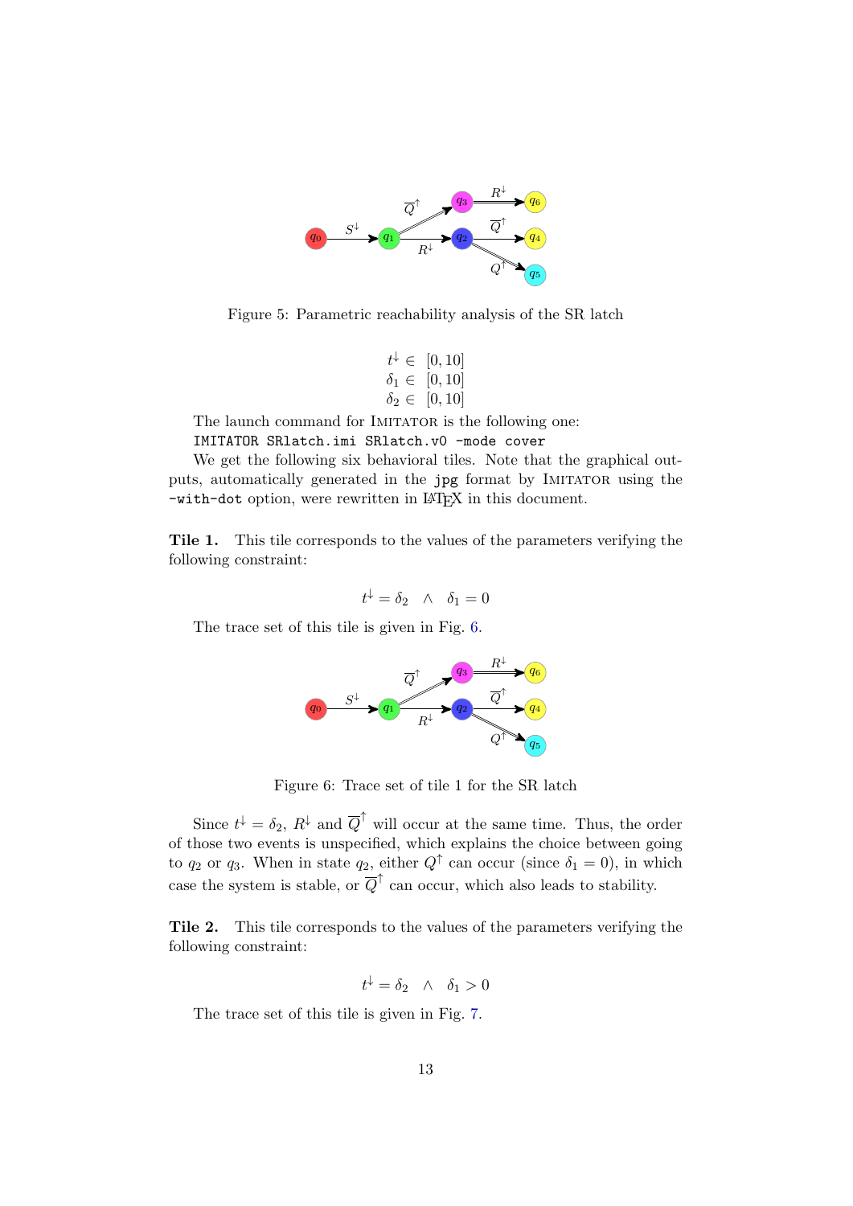Figure 5: Parametric reachability analysis of the SR latch

$$
\begin{aligned}
t^{\downarrow} &\in [0, 10] \\
\delta_1 &\in [0, 10] \\
\delta_2 &\in [0, 10]
\end{aligned}
$$

The launch command for IMITATOR is the following one:

```
IMITATOR SRlatch.imi SRlatch.v0 -mode cover
```

We get the following six behavioral tiles. Note that the graphical outputs, automatically generated in the `jpg` format by IMITATOR using the `-with-dot` option, were rewritten in LaTeX in this document.

**Tile 1.** This tile corresponds to the values of the parameters verifying the following constraint:

$$t^{\downarrow} = \delta_2 \quad \wedge \quad \delta_1 = 0$$

The trace set of this tile is given in Fig. 6.

Figure 6: Trace set of tile 1 for the SR latch

Since $t^{\downarrow} = \delta_2$, $R^{\downarrow}$ and $\overline{Q}^{\uparrow}$ will occur at the same time. Thus, the order of those two events is unspecified, which explains the choice between going to $q_2$ or $q_3$. When in state $q_2$, either $Q^{\uparrow}$ can occur (since $\delta_1 = 0$), in which case the system is stable, or $\overline{Q}^{\uparrow}$ can occur, which also leads to stability.

**Tile 2.** This tile corresponds to the values of the parameters verifying the following constraint:

$$t^{\downarrow} = \delta_2 \quad \wedge \quad \delta_1 > 0$$

The trace set of this tile is given in Fig. 7.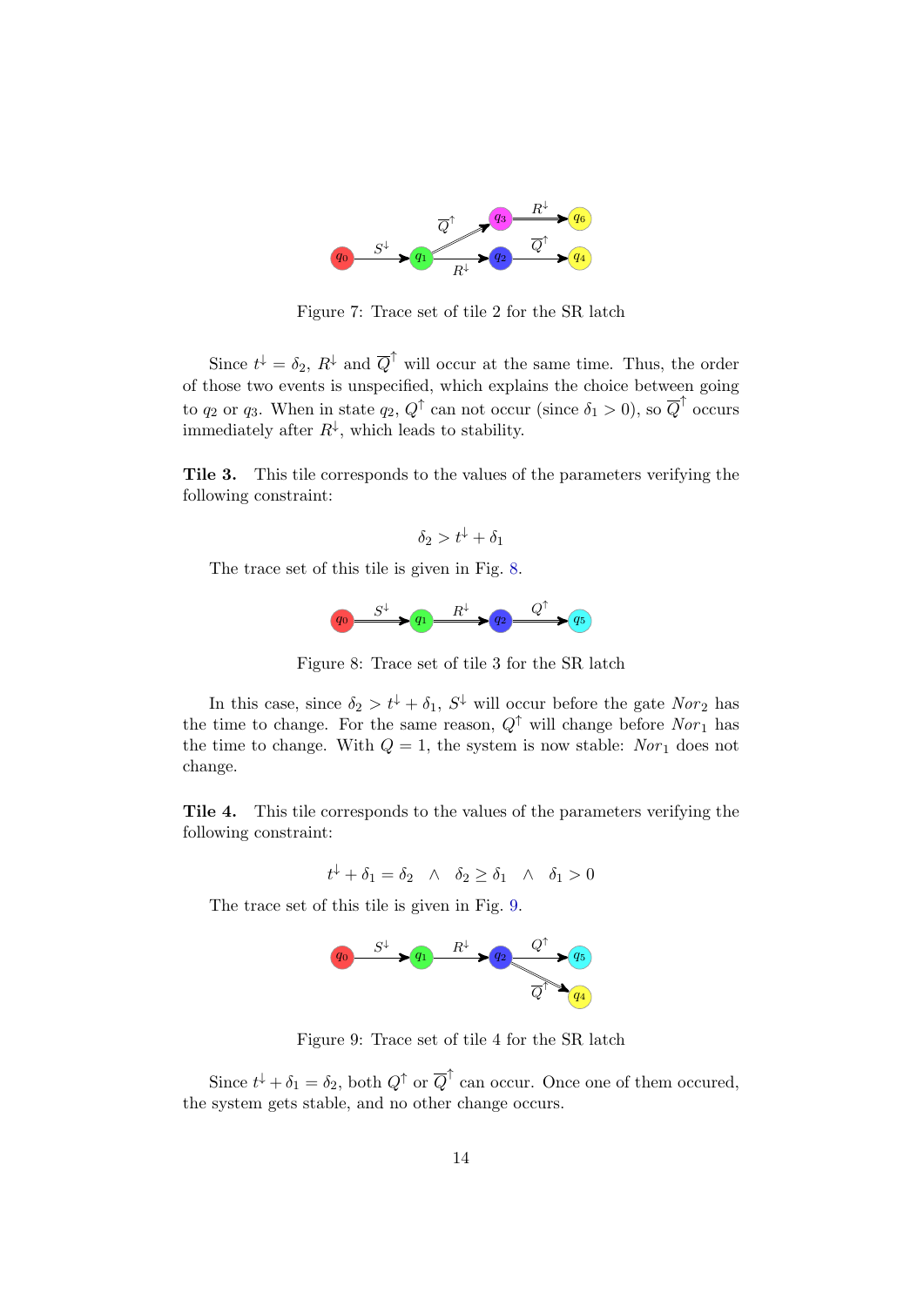Figure 7: Trace set of tile 2 for the SR latch

Since $t^{\downarrow} = \delta_2$, $R^{\downarrow}$ and $\overline{Q}^{\uparrow}$ will occur at the same time. Thus, the order of those two events is unspecified, which explains the choice between going to $q_2$ or $q_3$. When in state $q_2$, $Q^{\uparrow}$ can not occur (since $\delta_1 > 0$), so $\overline{Q}^{\uparrow}$ occurs immediately after $R^{\downarrow}$, which leads to stability.

**Tile 3.** This tile corresponds to the values of the parameters verifying the following constraint:

$$\delta_2 > t^{\downarrow} + \delta_1$$

The trace set of this tile is given in Fig. 8.

Figure 8: Trace set of tile 3 for the SR latch

In this case, since $\delta_2 > t^{\downarrow} + \delta_1$, $S^{\downarrow}$ will occur before the gate $Nor_2$ has the time to change. For the same reason, $Q^{\uparrow}$ will change before $Nor_1$ has the time to change. With $Q = 1$, the system is now stable: $Nor_1$ does not change.

**Tile 4.** This tile corresponds to the values of the parameters verifying the following constraint:

$$t^{\downarrow} + \delta_1 = \delta_2 \quad \wedge \quad \delta_2 \geq \delta_1 \quad \wedge \quad \delta_1 > 0$$

The trace set of this tile is given in Fig. 9.

Figure 9: Trace set of tile 4 for the SR latch

Since $t^{\downarrow} + \delta_1 = \delta_2$, both $Q^{\uparrow}$ or $\overline{Q}^{\uparrow}$ can occur. Once one of them occured, the system gets stable, and no other change occurs.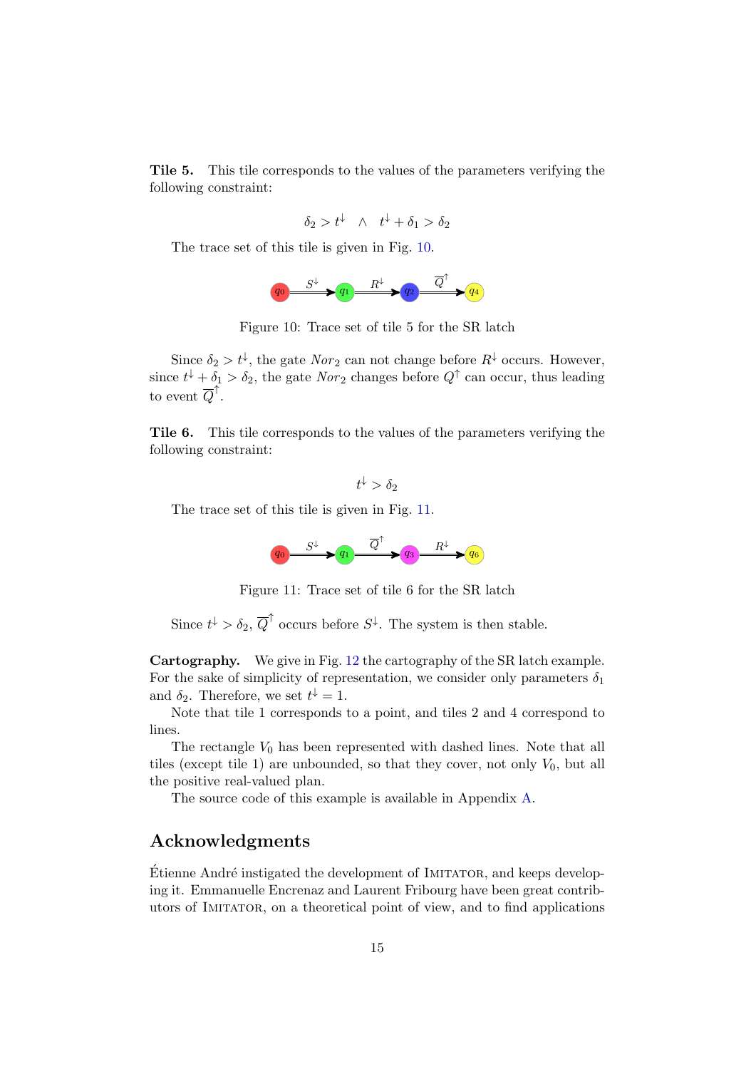**Tile 5.** This tile corresponds to the values of the parameters verifying the following constraint:

$$\delta_2 > t^{\downarrow} \quad \wedge \quad t^{\downarrow} + \delta_1 > \delta_2$$

The trace set of this tile is given in Fig. 10.

$q_0 \xrightarrow{S^{\downarrow}} q_1 \xrightarrow{R^{\downarrow}} q_2 \xrightarrow{\overline{Q}^{\uparrow}} q_4$

Figure 10: Trace set of tile 5 for the SR latch

Since $\delta_2 > t^{\downarrow}$, the gate $Nor_2$ can not change before $R^{\downarrow}$ occurs. However, since $t^{\downarrow} + \delta_1 > \delta_2$, the gate $Nor_2$ changes before $Q^{\uparrow}$ can occur, thus leading to event $\overline{Q}^{\uparrow}$.

**Tile 6.** This tile corresponds to the values of the parameters verifying the following constraint:

$$t^{\downarrow} > \delta_2$$

The trace set of this tile is given in Fig. 11.

$q_0 \xrightarrow{S^{\downarrow}} q_1 \xrightarrow{\overline{Q}^{\uparrow}} q_3 \xrightarrow{R^{\downarrow}} q_6$

Figure 11: Trace set of tile 6 for the SR latch

Since $t^{\downarrow} > \delta_2$, $\overline{Q}^{\uparrow}$ occurs before $S^{\downarrow}$. The system is then stable.

**Cartography.** We give in Fig. 12 the cartography of the SR latch example. For the sake of simplicity of representation, we consider only parameters $\delta_1$ and $\delta_2$. Therefore, we set $t^{\downarrow} = 1$.

Note that tile 1 corresponds to a point, and tiles 2 and 4 correspond to lines.

The rectangle $V_0$ has been represented with dashed lines. Note that all tiles (except tile 1) are unbounded, so that they cover, not only $V_0$, but all the positive real-valued plan.

The source code of this example is available in Appendix A.

## Acknowledgments

Étienne André instigated the development of IMITATOR, and keeps developing it. Emmanuelle Encrenaz and Laurent Fribourg have been great contributors of IMITATOR, on a theoretical point of view, and to find applications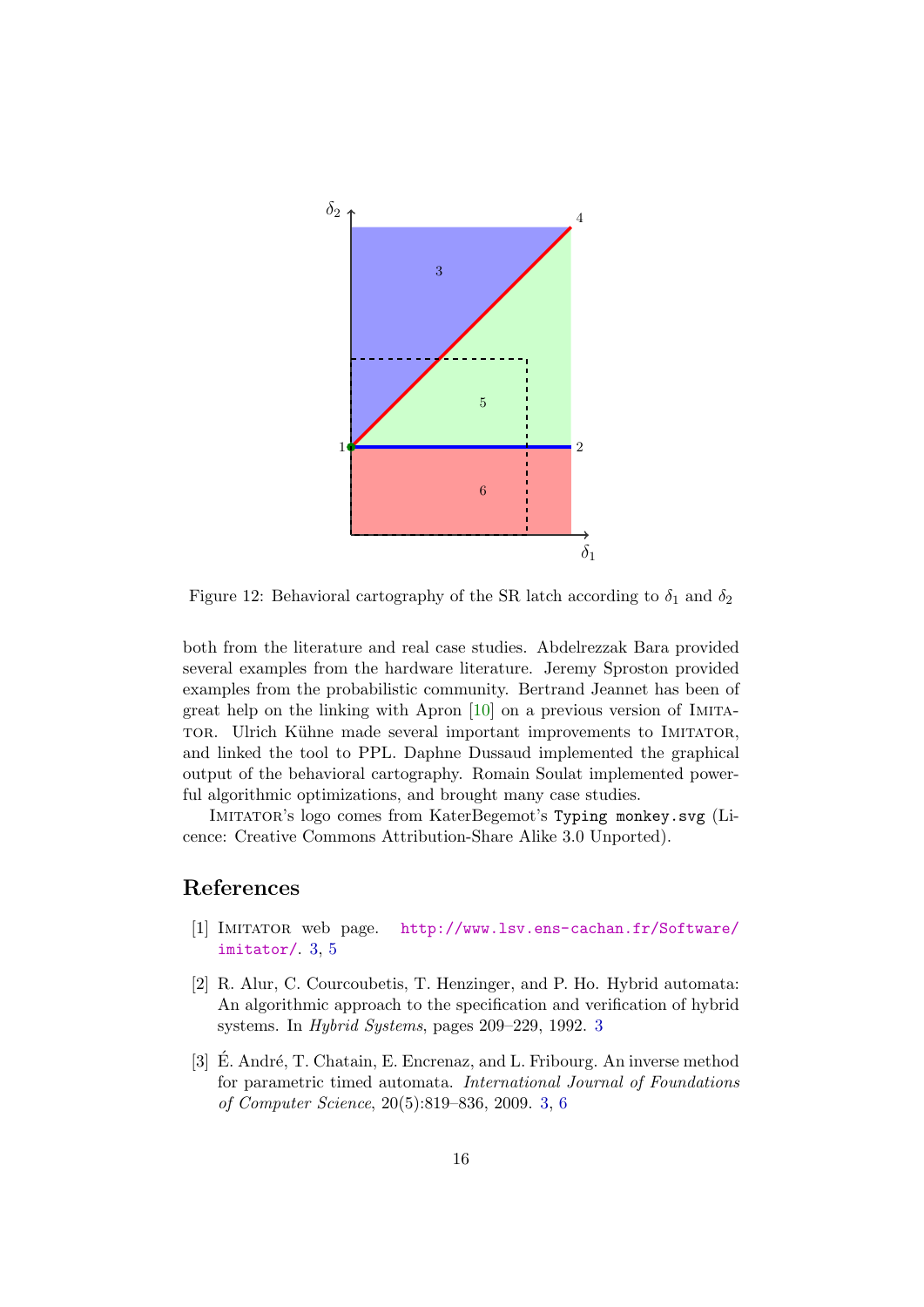Figure 12: Behavioral cartography of the SR latch according to $\delta_1$ and $\delta_2$

both from the literature and real case studies. Abdelrezzak Bara provided several examples from the hardware literature. Jeremy Sproston provided examples from the probabilistic community. Bertrand Jeannet has been of great help on the linking with Apron [10] on a previous version of IMITATOR. Ulrich Kühne made several important improvements to IMITATOR, and linked the tool to PPL. Daphne Dussaud implemented the graphical output of the behavioral cartography. Romain Soulat implemented powerful algorithmic optimizations, and brought many case studies.

IMITATOR's logo comes from KaterBegemot's `Typing monkey.svg` (Licence: Creative Commons Attribution-Share Alike 3.0 Unported).

## References

[1] IMITATOR web page. `http://www.lsv.ens-cachan.fr/Software/imitator/`. 3, 5

[2] R. Alur, C. Courcoubetis, T. Henzinger, and P. Ho. Hybrid automata: An algorithmic approach to the specification and verification of hybrid systems. In *Hybrid Systems*, pages 209–229, 1992. 3

[3] É. André, T. Chatain, E. Encrenaz, and L. Fribourg. An inverse method for parametric timed automata. *International Journal of Foundations of Computer Science*, 20(5):819–836, 2009. 3, 6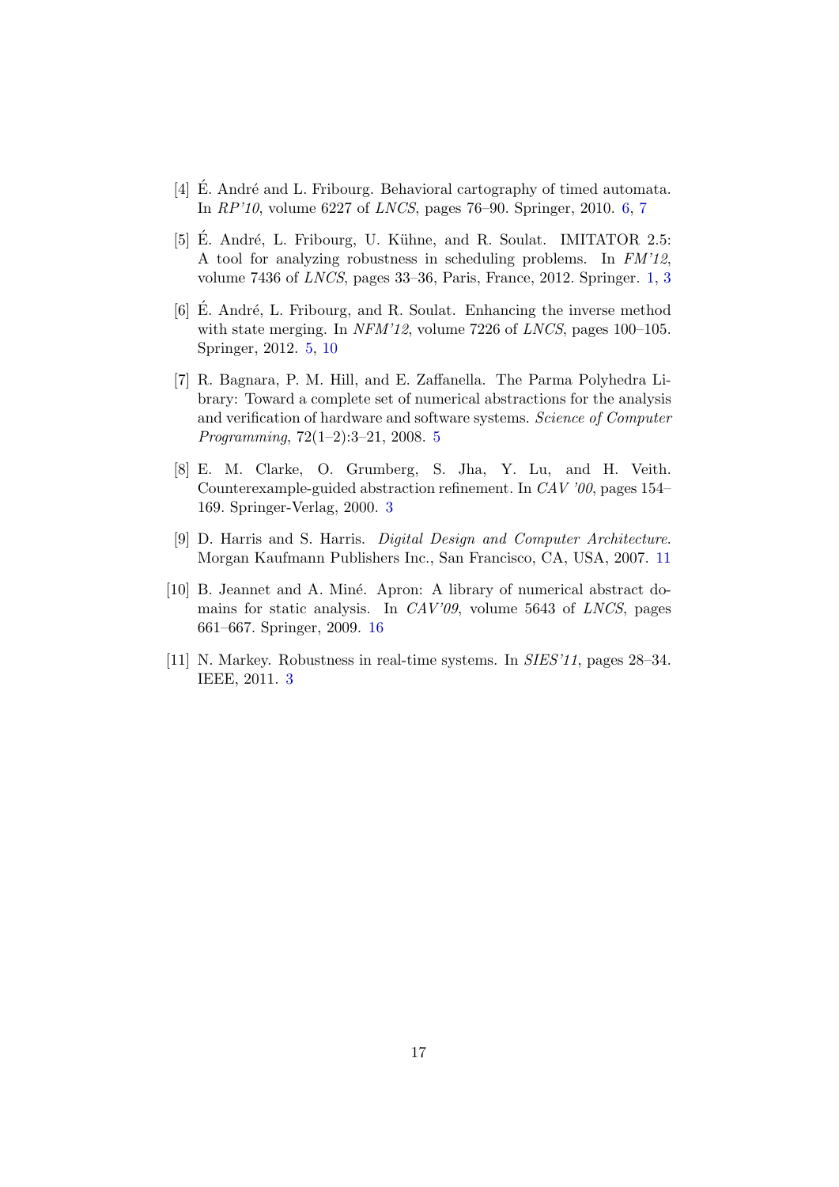[4] É. André and L. Fribourg. Behavioral cartography of timed automata. In *RP'10*, volume 6227 of *LNCS*, pages 76–90. Springer, 2010. 6, 7

[5] É. André, L. Fribourg, U. Kühne, and R. Soulat. IMITATOR 2.5: A tool for analyzing robustness in scheduling problems. In *FM'12*, volume 7436 of *LNCS*, pages 33–36, Paris, France, 2012. Springer. 1, 3

[6] É. André, L. Fribourg, and R. Soulat. Enhancing the inverse method with state merging. In *NFM'12*, volume 7226 of *LNCS*, pages 100–105. Springer, 2012. 5, 10

[7] R. Bagnara, P. M. Hill, and E. Zaffanella. The Parma Polyhedra Library: Toward a complete set of numerical abstractions for the analysis and verification of hardware and software systems. *Science of Computer Programming*, 72(1–2):3–21, 2008. 5

[8] E. M. Clarke, O. Grumberg, S. Jha, Y. Lu, and H. Veith. Counterexample-guided abstraction refinement. In *CAV '00*, pages 154–169. Springer-Verlag, 2000. 3

[9] D. Harris and S. Harris. *Digital Design and Computer Architecture*. Morgan Kaufmann Publishers Inc., San Francisco, CA, USA, 2007. 11

[10] B. Jeannet and A. Miné. Apron: A library of numerical abstract domains for static analysis. In *CAV'09*, volume 5643 of *LNCS*, pages 661–667. Springer, 2009. 16

[11] N. Markey. Robustness in real-time systems. In *SIES'11*, pages 28–34. IEEE, 2011. 3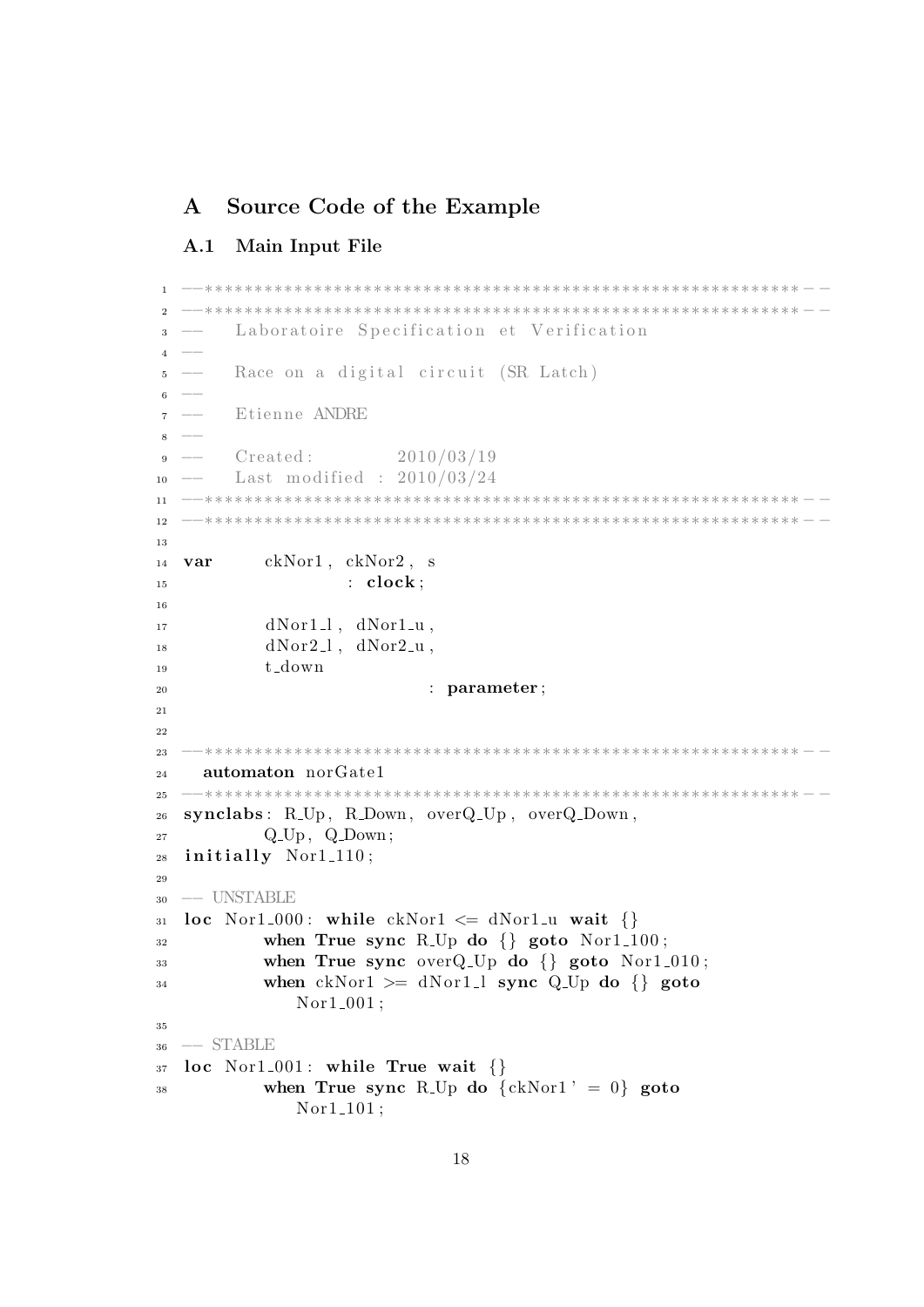## A Source Code of the Example

### A.1 Main Input File

```
--************************************************************--
--************************************************************--
--   Laboratoire Specification et Verification
--
--   Race on a digital circuit (SR Latch)
--
--   Etienne ANDRE
--
--   Created:         2010/03/19
--   Last modified :  2010/03/24
--************************************************************--
--************************************************************--

var     ckNor1, ckNor2, s
                : clock;

        dNor1_l, dNor1_u,
        dNor2_l, dNor2_u,
        t_down
                        : parameter;


--************************************************************--
  automaton norGate1
--************************************************************--
synclabs: R_Up, R_Down, overQ_Up, overQ_Down,
        Q_Up, Q_Down;
initially Nor1_110;

-- UNSTABLE
loc Nor1_000: while ckNor1 <= dNor1_u wait {}
        when True sync R_Up do {} goto Nor1_100;
        when True sync overQ_Up do {} goto Nor1_010;
        when ckNor1 >= dNor1_l sync Q_Up do {} goto
            Nor1_001;

-- STABLE
loc Nor1_001: while True wait {}
        when True sync R_Up do {ckNor1' = 0} goto
            Nor1_101;
```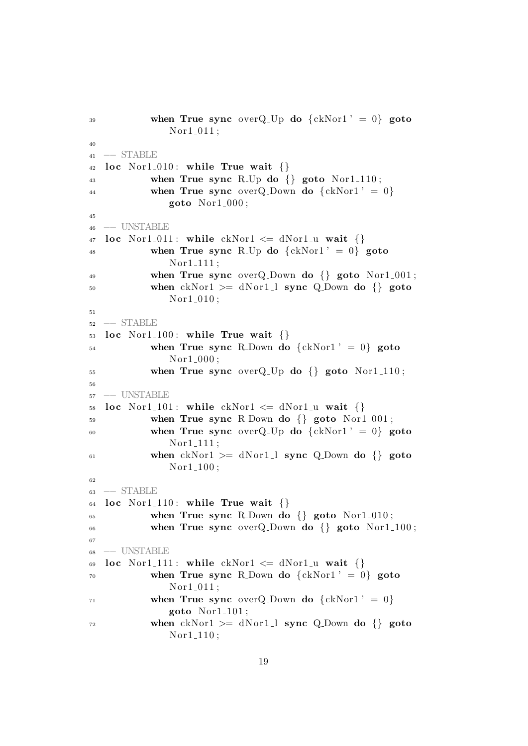```
39          when True sync overQ_Up do {ckNor1' = 0} goto
               Nor1_011;
40
41  -- STABLE
42  loc Nor1_010: while True wait {}
43          when True sync R_Up do {} goto Nor1_110;
44          when True sync overQ_Down do {ckNor1' = 0}
               goto Nor1_000;
45
46  -- UNSTABLE
47  loc Nor1_011: while ckNor1 <= dNor1_u wait {}
48          when True sync R_Up do {ckNor1' = 0} goto
               Nor1_111;
49          when True sync overQ_Down do {} goto Nor1_001;
50          when ckNor1 >= dNor1_l sync Q_Down do {} goto
               Nor1_010;
51
52  -- STABLE
53  loc Nor1_100: while True wait {}
54          when True sync R_Down do {ckNor1' = 0} goto
               Nor1_000;
55          when True sync overQ_Up do {} goto Nor1_110;
56
57  -- UNSTABLE
58  loc Nor1_101: while ckNor1 <= dNor1_u wait {}
59          when True sync R_Down do {} goto Nor1_001;
60          when True sync overQ_Up do {ckNor1' = 0} goto
               Nor1_111;
61          when ckNor1 >= dNor1_l sync Q_Down do {} goto
               Nor1_100;
62
63  -- STABLE
64  loc Nor1_110: while True wait {}
65          when True sync R_Down do {} goto Nor1_010;
66          when True sync overQ_Down do {} goto Nor1_100;
67
68  -- UNSTABLE
69  loc Nor1_111: while ckNor1 <= dNor1_u wait {}
70          when True sync R_Down do {ckNor1' = 0} goto
               Nor1_011;
71          when True sync overQ_Down do {ckNor1' = 0}
               goto Nor1_101;
72          when ckNor1 >= dNor1_l sync Q_Down do {} goto
               Nor1_110;
```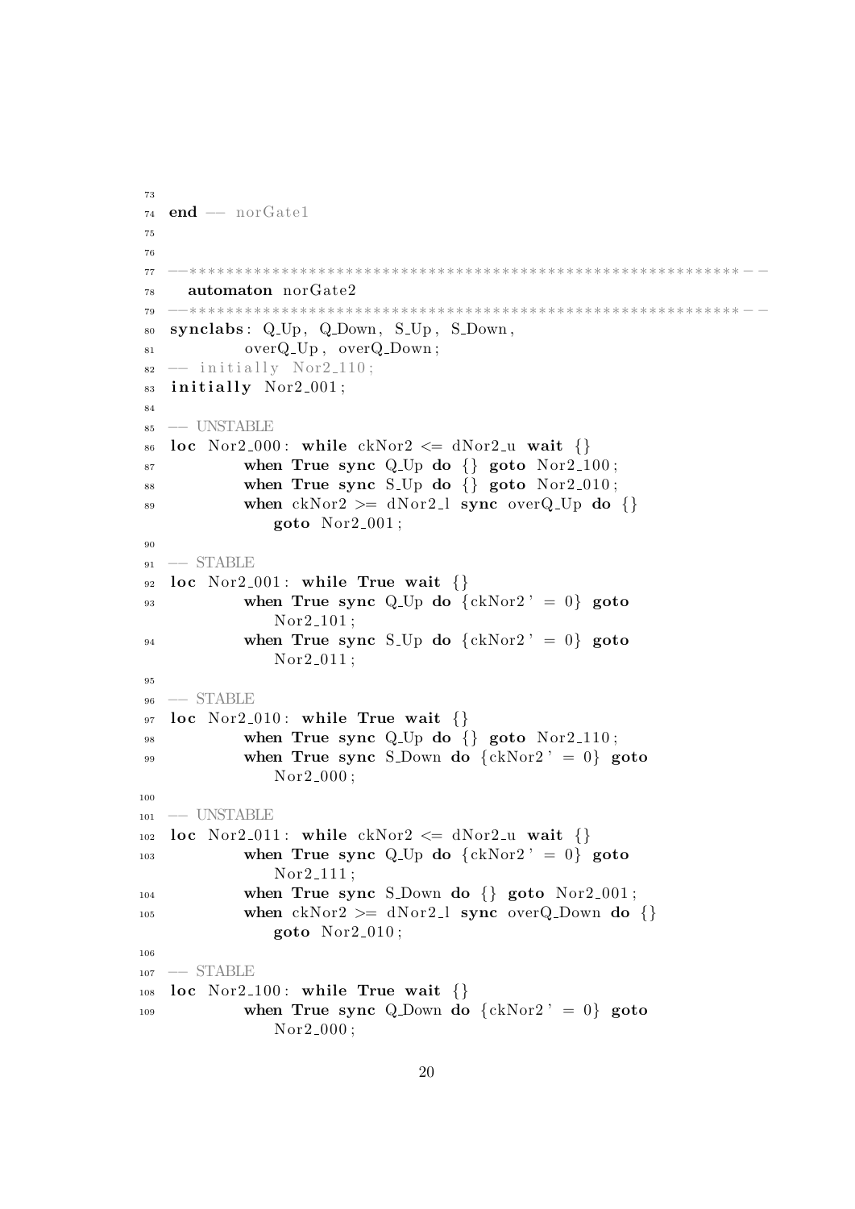```
73
74 end -- norGate1
75
76
77 --**********************************************************--
78   automaton norGate2
79 --**********************************************************--
80 synclabs: Q_Up, Q_Down, S_Up, S_Down,
81         overQ_Up, overQ_Down;
82 -- initially Nor2_110;
83 initially Nor2_001;
84
85 -- UNSTABLE
86 loc Nor2_000: while ckNor2 <= dNor2_u wait {}
87         when True sync Q_Up do {} goto Nor2_100;
88         when True sync S_Up do {} goto Nor2_010;
89         when ckNor2 >= dNor2_l sync overQ_Up do {}
             goto Nor2_001;
90
91 -- STABLE
92 loc Nor2_001: while True wait {}
93         when True sync Q_Up do {ckNor2' = 0} goto
             Nor2_101;
94         when True sync S_Up do {ckNor2' = 0} goto
             Nor2_011;
95
96 -- STABLE
97 loc Nor2_010: while True wait {}
98         when True sync Q_Up do {} goto Nor2_110;
99         when True sync S_Down do {ckNor2' = 0} goto
             Nor2_000;
100
101 -- UNSTABLE
102 loc Nor2_011: while ckNor2 <= dNor2_u wait {}
103         when True sync Q_Up do {ckNor2' = 0} goto
             Nor2_111;
104         when True sync S_Down do {} goto Nor2_001;
105         when ckNor2 >= dNor2_l sync overQ_Down do {}
             goto Nor2_010;
106
107 -- STABLE
108 loc Nor2_100: while True wait {}
109         when True sync Q_Down do {ckNor2' = 0} goto
             Nor2_000;
```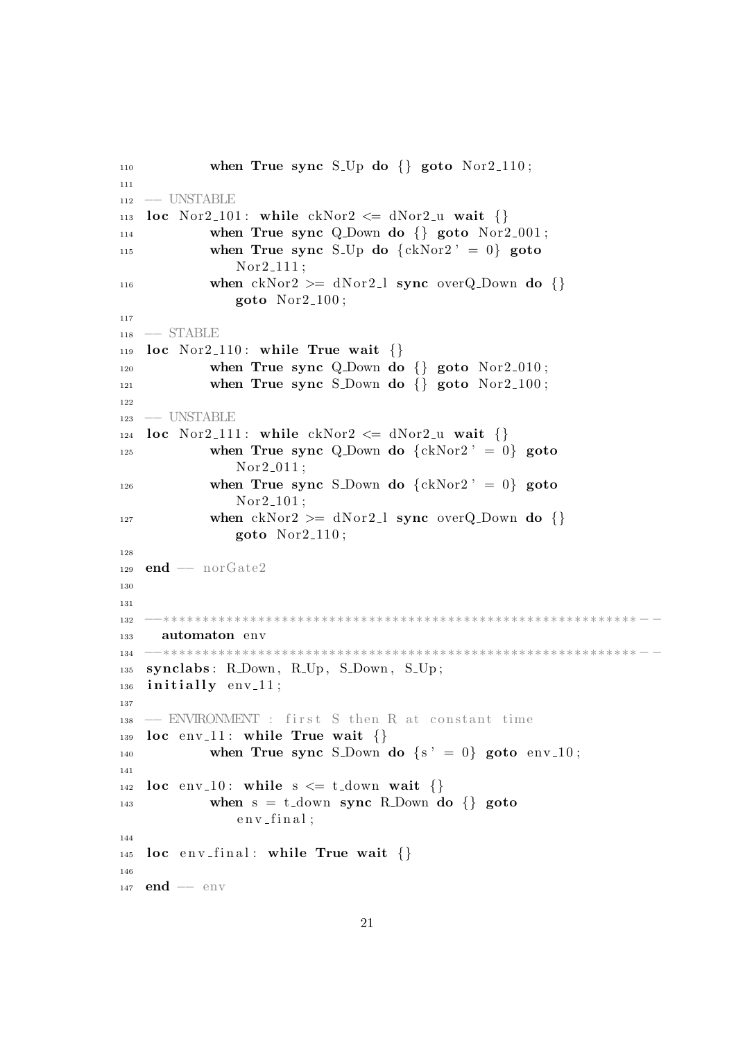```
110          when True sync S_Up do {} goto Nor2_110;
111
112 -- UNSTABLE
113 loc Nor2_101: while ckNor2 <= dNor2_u wait {}
114          when True sync Q_Down do {} goto Nor2_001;
115          when True sync S_Up do {ckNor2' = 0} goto
                 Nor2_111;
116          when ckNor2 >= dNor2_l sync overQ_Down do {}
                 goto Nor2_100;
117
118 -- STABLE
119 loc Nor2_110: while True wait {}
120          when True sync Q_Down do {} goto Nor2_010;
121          when True sync S_Down do {} goto Nor2_100;
122
123 -- UNSTABLE
124 loc Nor2_111: while ckNor2 <= dNor2_u wait {}
125          when True sync Q_Down do {ckNor2' = 0} goto
                 Nor2_011;
126          when True sync S_Down do {ckNor2' = 0} goto
                 Nor2_101;
127          when ckNor2 >= dNor2_l sync overQ_Down do {}
                 goto Nor2_110;
128
129 end -- norGate2
130
131
132 --************************************************************--
133   automaton env
134 --************************************************************--
135 synclabs: R_Down, R_Up, S_Down, S_Up;
136 initially env_11;
137
138 -- ENVIRONMENT : first S then R at constant time
139 loc env_11: while True wait {}
140          when True sync S_Down do {s' = 0} goto env_10;
141
142 loc env_10: while s <= t_down wait {}
143          when s = t_down sync R_Down do {} goto
                 env_final;
144
145 loc env_final: while True wait {}
146
147 end -- env
```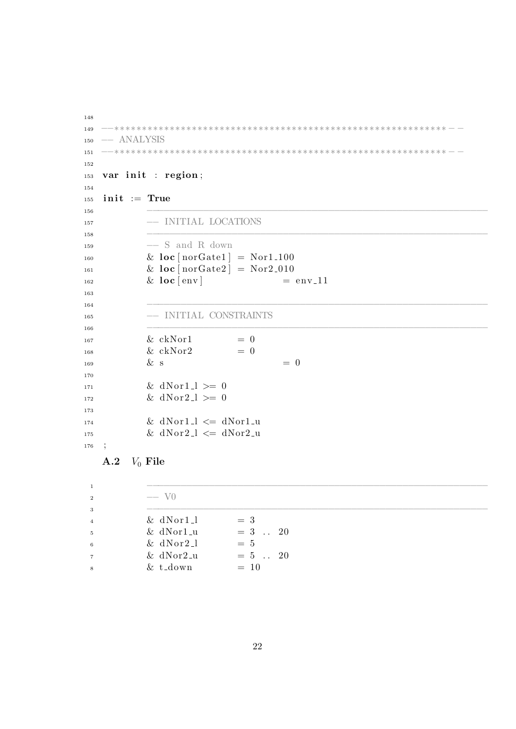```
--************************************************************--
-- ANALYSIS
--************************************************************--

var init : region;

init := True
        ------------------------------------------------------------
        -- INITIAL LOCATIONS
        ------------------------------------------------------------
        -- S and R down
        & loc[norGate1] = Nor1_100
        & loc[norGate2] = Nor2_010
        & loc[env]          = env_11

        ------------------------------------------------------------
        -- INITIAL CONSTRAINTS
        ------------------------------------------------------------
        & ckNor1        = 0
        & ckNor2        = 0
        & s                 = 0

        & dNor1_l >= 0
        & dNor2_l >= 0

        & dNor1_l <= dNor1_u
        & dNor2_l <= dNor2_u
;
```

### A.2 $V_0$ File

```
        ------------------------------------------------------------
        -- V0
        ------------------------------------------------------------
        & dNor1_l       = 3
        & dNor1_u       = 3 .. 20
        & dNor2_l       = 5
        & dNor2_u       = 5 .. 20
        & t_down        = 10
```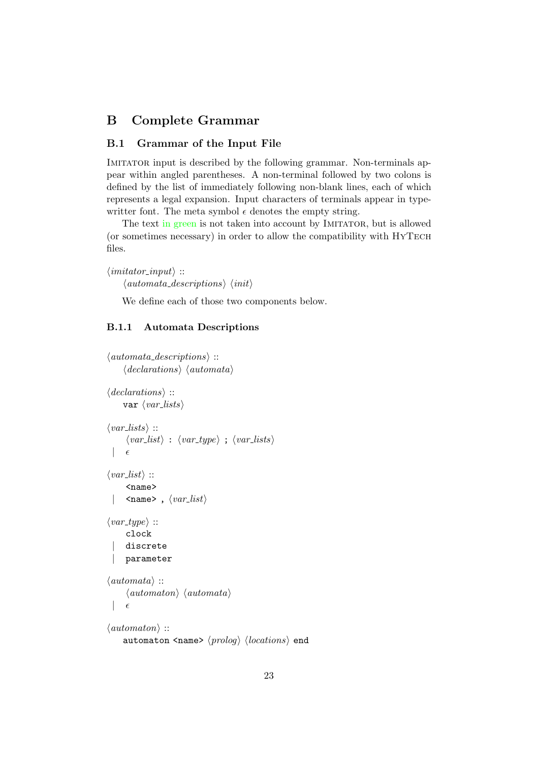## B Complete Grammar

### B.1 Grammar of the Input File

IMITATOR input is described by the following grammar. Non-terminals appear within angled parentheses. A non-terminal followed by two colons is defined by the list of immediately following non-blank lines, each of which represents a legal expansion. Input characters of terminals appear in typewritter font. The meta symbol $\epsilon$ denotes the empty string.

The text in green is not taken into account by IMITATOR, but is allowed (or sometimes necessary) in order to allow the compatibility with HYTECH files.

⟨*imitator_input*⟩ ::
  ⟨*automata_descriptions*⟩ ⟨*init*⟩

We define each of those two components below.

#### B.1.1 Automata Descriptions

⟨*automata_descriptions*⟩ ::
  ⟨*declarations*⟩ ⟨*automata*⟩

⟨*declarations*⟩ ::
  `var` ⟨*var_lists*⟩

⟨*var_lists*⟩ ::
  ⟨*var_list*⟩ `:` ⟨*var_type*⟩ `;` ⟨*var_lists*⟩
 | $\epsilon$

⟨*var_list*⟩ ::
  `<name>`
 | `<name>` `,` ⟨*var_list*⟩

⟨*var_type*⟩ ::
  `clock`
 | `discrete`
 | `parameter`

⟨*automata*⟩ ::
  ⟨*automaton*⟩ ⟨*automata*⟩
 | $\epsilon$

⟨*automaton*⟩ ::
  `automaton` `<name>` ⟨*prolog*⟩ ⟨*locations*⟩ `end`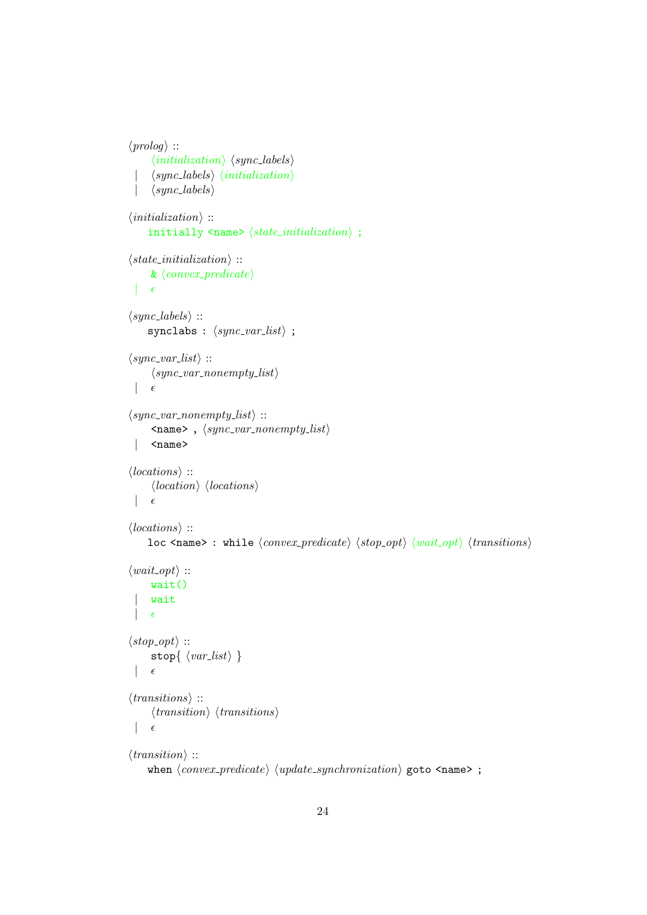⟨*prolog*⟩ ::
    ⟨*initialization*⟩ ⟨*sync_labels*⟩
  | ⟨*sync_labels*⟩ ⟨*initialization*⟩
  | ⟨*sync_labels*⟩

⟨*initialization*⟩ ::
    `initially <name>` ⟨*state_initialization*⟩ `;`

⟨*state_initialization*⟩ ::
    `&` ⟨*convex_predicate*⟩
  | $\epsilon$

⟨*sync_labels*⟩ ::
    `synclabs :` ⟨*sync_var_list*⟩ `;`

⟨*sync_var_list*⟩ ::
    ⟨*sync_var_nonempty_list*⟩
  | $\epsilon$

⟨*sync_var_nonempty_list*⟩ ::
    `<name> ,` ⟨*sync_var_nonempty_list*⟩
  | `<name>`

⟨*locations*⟩ ::
    ⟨*location*⟩ ⟨*locations*⟩
  | $\epsilon$

⟨*locations*⟩ ::
    `loc <name> : while` ⟨*convex_predicate*⟩ ⟨*stop_opt*⟩ ⟨*wait_opt*⟩ ⟨*transitions*⟩

⟨*wait_opt*⟩ ::
    `wait()`
  | `wait`
  | $\epsilon$

⟨*stop_opt*⟩ ::
    `stop{` ⟨*var_list*⟩ `}`
  | $\epsilon$

⟨*transitions*⟩ ::
    ⟨*transition*⟩ ⟨*transitions*⟩
  | $\epsilon$

⟨*transition*⟩ ::
    `when` ⟨*convex_predicate*⟩ ⟨*update_synchronization*⟩ `goto <name> ;`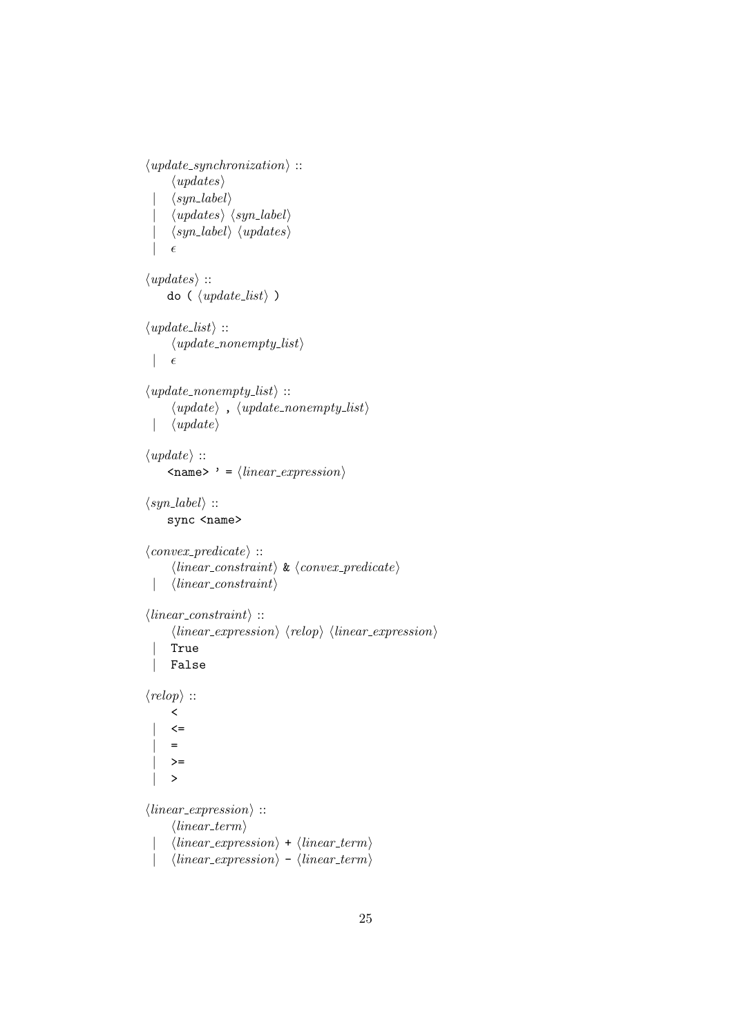```
⟨update_synchronization⟩ ::
      ⟨updates⟩
   |  ⟨syn_label⟩
   |  ⟨updates⟩ ⟨syn_label⟩
   |  ⟨syn_label⟩ ⟨updates⟩
   |  ϵ

⟨updates⟩ ::
    do ( ⟨update_list⟩ )

⟨update_list⟩ ::
      ⟨update_nonempty_list⟩
   |  ϵ

⟨update_nonempty_list⟩ ::
      ⟨update⟩ , ⟨update_nonempty_list⟩
   |  ⟨update⟩

⟨update⟩ ::
    <name> ' = ⟨linear_expression⟩

⟨syn_label⟩ ::
    sync <name>

⟨convex_predicate⟩ ::
      ⟨linear_constraint⟩ & ⟨convex_predicate⟩
   |  ⟨linear_constraint⟩

⟨linear_constraint⟩ ::
      ⟨linear_expression⟩ ⟨relop⟩ ⟨linear_expression⟩
   |  True
   |  False

⟨relop⟩ ::
      <
   |  <=
   |  =
   |  >=
   |  >

⟨linear_expression⟩ ::
      ⟨linear_term⟩
   |  ⟨linear_expression⟩ + ⟨linear_term⟩
   |  ⟨linear_expression⟩ - ⟨linear_term⟩
```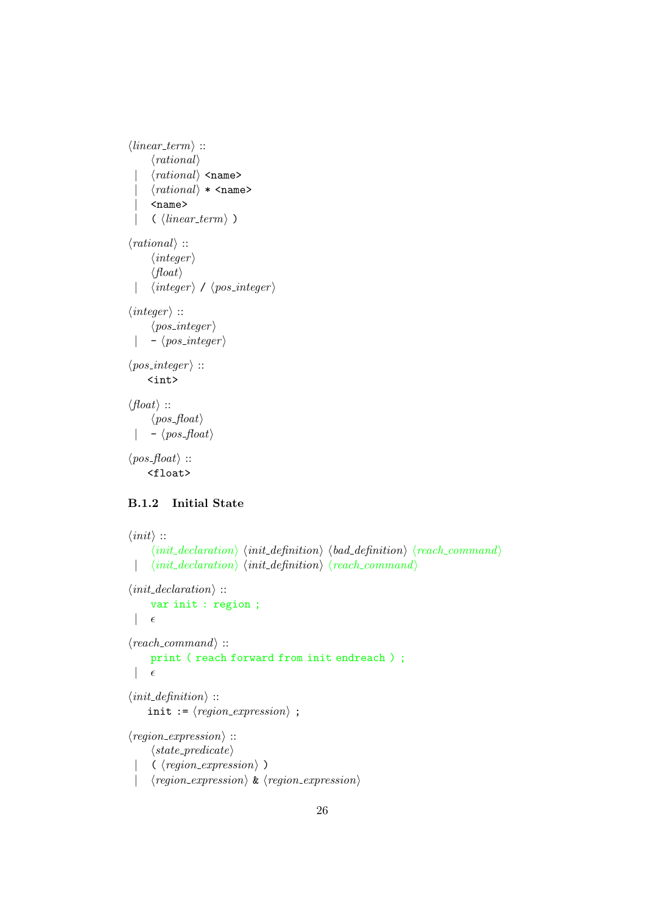⟨*linear_term*⟩ ::
      ⟨*rational*⟩
  |   ⟨*rational*⟩ `<name>`
  |   ⟨*rational*⟩ `* <name>`
  |   `<name>`
  |   `(` ⟨*linear_term*⟩ `)`

⟨*rational*⟩ ::
      ⟨*integer*⟩
      ⟨*float*⟩
  |   ⟨*integer*⟩ `/` ⟨*pos_integer*⟩

⟨*integer*⟩ ::
      ⟨*pos_integer*⟩
  |   `-` ⟨*pos_integer*⟩

⟨*pos_integer*⟩ ::
    `<int>`

⟨*float*⟩ ::
      ⟨*pos_float*⟩
  |   `-` ⟨*pos_float*⟩

⟨*pos_float*⟩ ::
    `<float>`

### B.1.2 Initial State

⟨*init*⟩ ::
      ⟨*init_declaration*⟩ ⟨*init_definition*⟩ ⟨*bad_definition*⟩ ⟨*reach_command*⟩
  |   ⟨*init_declaration*⟩ ⟨*init_definition*⟩ ⟨*reach_command*⟩

⟨*init_declaration*⟩ ::
      `var init : region ;`
  |   $\epsilon$

⟨*reach_command*⟩ ::
      `print ( reach forward from init endreach ) ;`
  |   $\epsilon$

⟨*init_definition*⟩ ::
    `init :=` ⟨*region_expression*⟩ `;`

⟨*region_expression*⟩ ::
      ⟨*state_predicate*⟩
  |   `(` ⟨*region_expression*⟩ `)`
  |   ⟨*region_expression*⟩ `&` ⟨*region_expression*⟩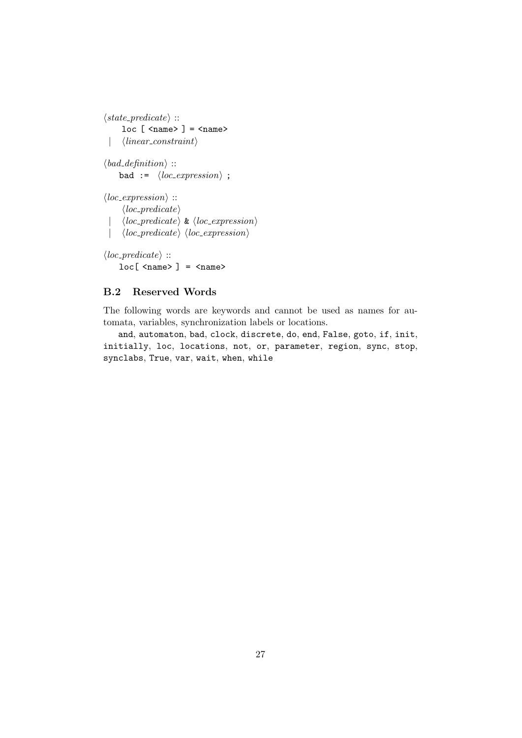```
⟨state_predicate⟩ ::
      loc [ <name> ] = <name>
   |  ⟨linear_constraint⟩

⟨bad_definition⟩ ::
     bad :=  ⟨loc_expression⟩ ;

⟨loc_expression⟩ ::
      ⟨loc_predicate⟩
   |  ⟨loc_predicate⟩ & ⟨loc_expression⟩
   |  ⟨loc_predicate⟩ ⟨loc_expression⟩

⟨loc_predicate⟩ ::
     loc[ <name> ] = <name>
```

## B.2 Reserved Words

The following words are keywords and cannot be used as names for automata, variables, synchronization labels or locations.

`and`, `automaton`, `bad`, `clock`, `discrete`, `do`, `end`, `False`, `goto`, `if`, `init`, `initially`, `loc`, `locations`, `not`, `or`, `parameter`, `region`, `sync`, `stop`, `synclabs`, `True`, `var`, `wait`, `when`, `while`